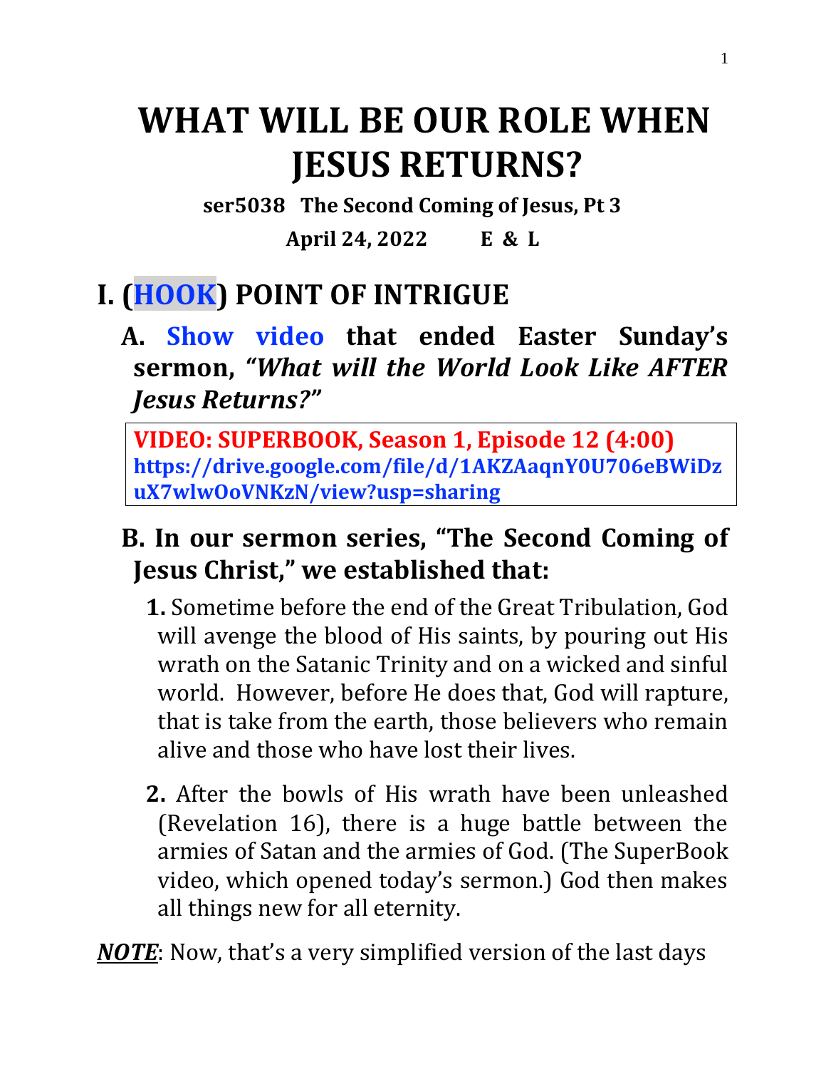# WHAT WILL BE OUR ROLE WHEN JESUS RETURNS?

**ser5038 The Second Coming of Jesus, Pt 3**

**April 24, 2022 E & L**

## I. (HOOK) POINT OF INTRIGUE

### A. Show video that ended Easter Sunday's sermon, *"What will the World Look Like AFTER Jesus Returns?"*

**VIDEO: SUPERBOOK, Season 1, Episode 12 (4:00)**
**https://drive.google.com/file/d/1AKZAaqnY0U706eBWiDzuX7wlwOoVNKzN/view?usp=sharing**

### B. In our sermon series, "The Second Coming of Jesus Christ," we established that:

**1.** Sometime before the end of the Great Tribulation, God will avenge the blood of His saints, by pouring out His wrath on the Satanic Trinity and on a wicked and sinful world. However, before He does that, God will rapture, that is take from the earth, those believers who remain alive and those who have lost their lives.

**2.** After the bowls of His wrath have been unleashed (Revelation 16), there is a huge battle between the armies of Satan and the armies of God. (The SuperBook video, which opened today's sermon.) God then makes all things new for all eternity.

***NOTE***: Now, that's a very simplified version of the last days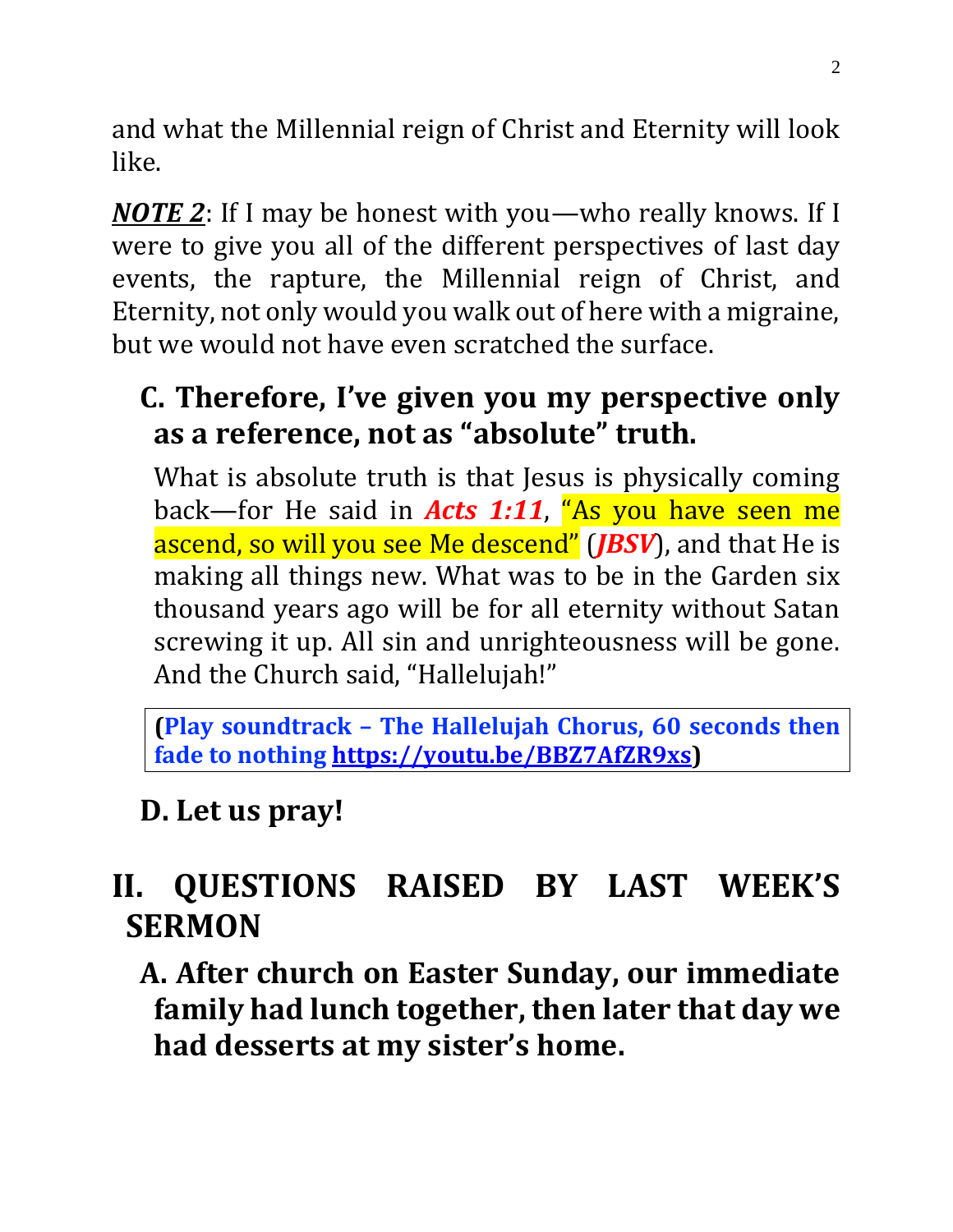and what the Millennial reign of Christ and Eternity will look like.

***NOTE 2***: If I may be honest with you—who really knows. If I were to give you all of the different perspectives of last day events, the rapture, the Millennial reign of Christ, and Eternity, not only would you walk out of here with a migraine, but we would not have even scratched the surface.

### C. Therefore, I've given you my perspective only as a reference, not as "absolute" truth.

What is absolute truth is that Jesus is physically coming back—for He said in ***Acts 1:11***, "As you have seen me ascend, so will you see Me descend" (***JBSV***), and that He is making all things new. What was to be in the Garden six thousand years ago will be for all eternity without Satan screwing it up. All sin and unrighteousness will be gone. And the Church said, "Hallelujah!"

**(Play soundtrack – The Hallelujah Chorus, 60 seconds then fade to nothing https://youtu.be/BBZ7AfZR9xs)**

### D. Let us pray!

## II. QUESTIONS RAISED BY LAST WEEK'S SERMON

### A. After church on Easter Sunday, our immediate family had lunch together, then later that day we had desserts at my sister's home.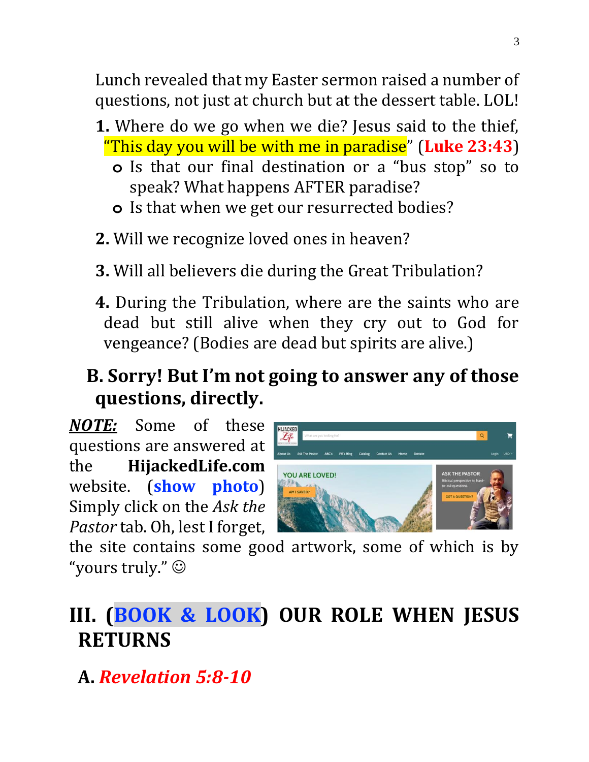Lunch revealed that my Easter sermon raised a number of questions, not just at church but at the dessert table. LOL!

**1.** Where do we go when we die? Jesus said to the thief, "This day you will be with me in paradise" (**Luke 23:43**)

- Is that our final destination or a "bus stop" so to speak? What happens AFTER paradise?
- Is that when we get our resurrected bodies?

**2.** Will we recognize loved ones in heaven?

**3.** Will all believers die during the Great Tribulation?

**4.** During the Tribulation, where are the saints who are dead but still alive when they cry out to God for vengeance? (Bodies are dead but spirits are alive.)

## B. Sorry! But I'm not going to answer any of those questions, directly.

***NOTE:*** Some of these questions are answered at the **HijackedLife.com** website. (**show photo**) Simply click on the *Ask the Pastor* tab. Oh, lest I forget, the site contains some good artwork, some of which is by "yours truly." ☺

# III. (BOOK & LOOK) OUR ROLE WHEN JESUS RETURNS

## A. *Revelation 5:8-10*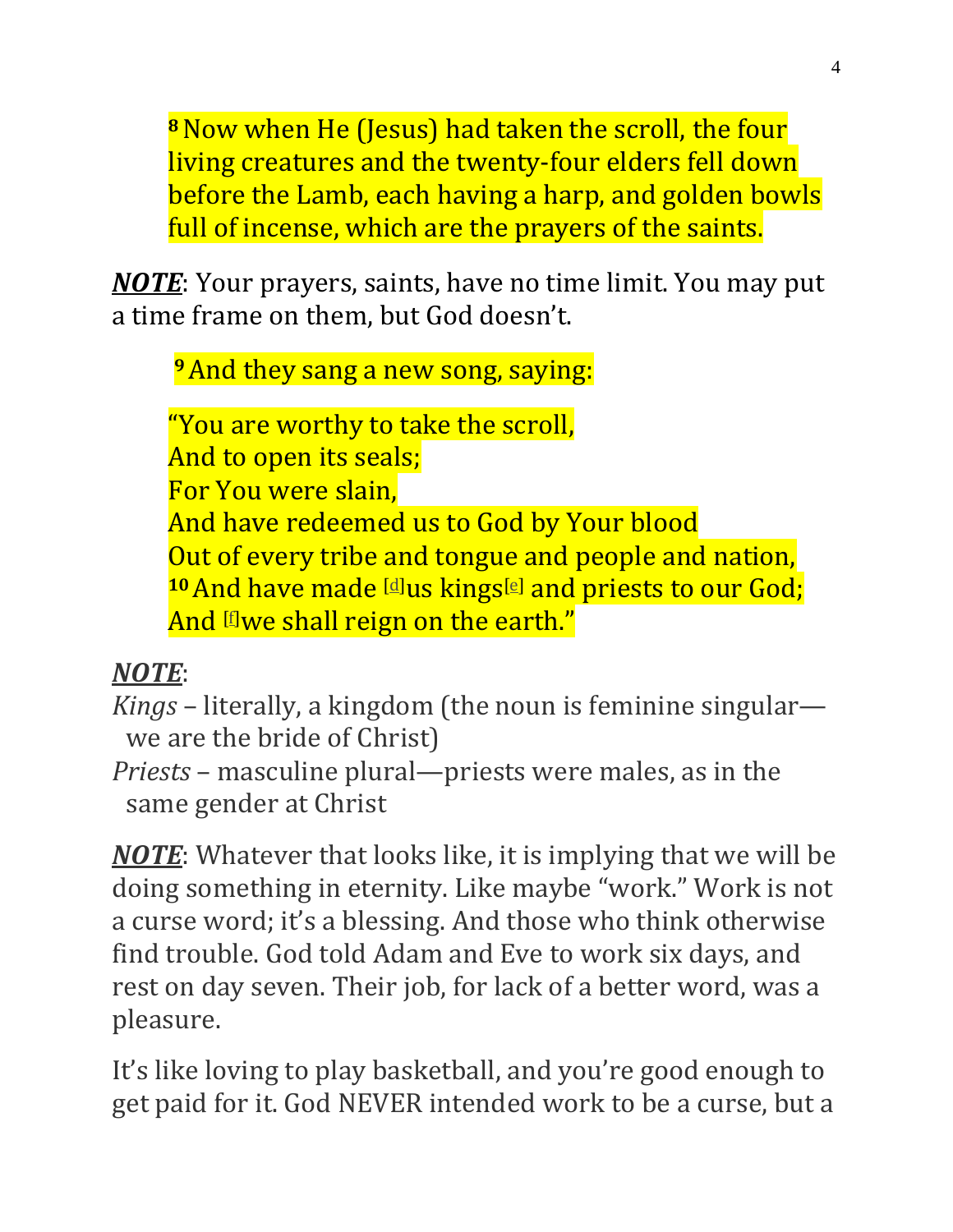> [8] Now when He (Jesus) had taken the scroll, the four living creatures and the twenty-four elders fell down before the Lamb, each having a harp, and golden bowls full of incense, which are the prayers of the saints.

***NOTE***: Your prayers, saints, have no time limit. You may put a time frame on them, but God doesn't.

> [9] And they sang a new song, saying:
>
> "You are worthy to take the scroll,  
> And to open its seals;  
> For You were slain,  
> And have redeemed us to God by Your blood  
> Out of every tribe and tongue and people and nation,  
> [10] And have made [d]us kings[e] and priests to our God;  
> And [f]we shall reign on the earth."

***NOTE***:

*Kings* – literally, a kingdom (the noun is feminine singular—we are the bride of Christ)

*Priests* – masculine plural—priests were males, as in the same gender at Christ

***NOTE***: Whatever that looks like, it is implying that we will be doing something in eternity. Like maybe "work." Work is not a curse word; it's a blessing. And those who think otherwise find trouble. God told Adam and Eve to work six days, and rest on day seven. Their job, for lack of a better word, was a pleasure.

It's like loving to play basketball, and you're good enough to get paid for it. God NEVER intended work to be a curse, but a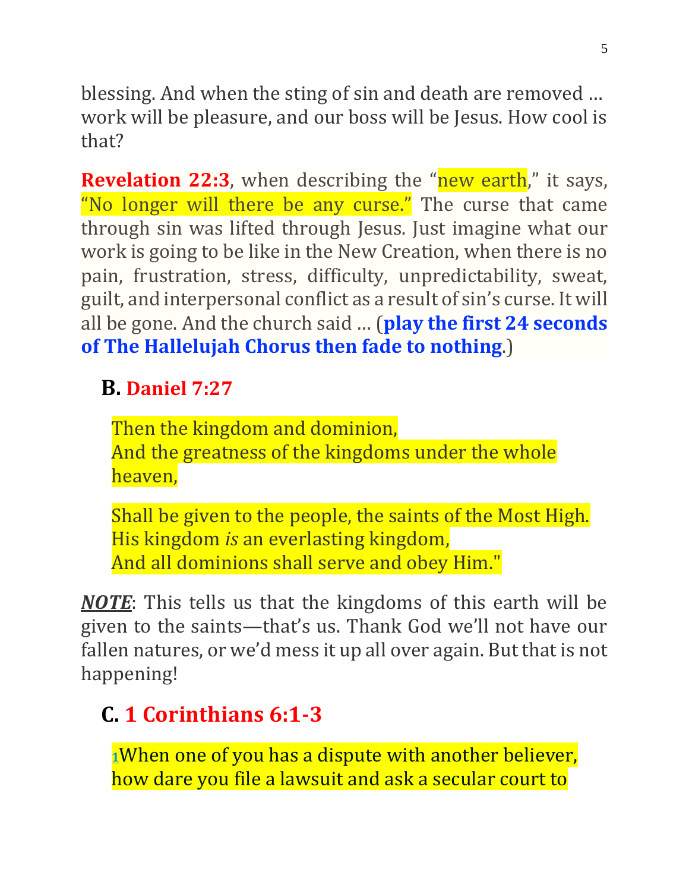blessing. And when the sting of sin and death are removed … work will be pleasure, and our boss will be Jesus. How cool is that?

**Revelation 22:3**, when describing the "new earth," it says, "No longer will there be any curse." The curse that came through sin was lifted through Jesus. Just imagine what our work is going to be like in the New Creation, when there is no pain, frustration, stress, difficulty, unpredictability, sweat, guilt, and interpersonal conflict as a result of sin's curse. It will all be gone. And the church said … (**play the first 24 seconds of The Hallelujah Chorus then fade to nothing**.)

## B. Daniel 7:27

Then the kingdom and dominion,
And the greatness of the kingdoms under the whole heaven,

Shall be given to the people, the saints of the Most High.
His kingdom *is* an everlasting kingdom,
And all dominions shall serve and obey Him."

***NOTE***: This tells us that the kingdoms of this earth will be given to the saints—that's us. Thank God we'll not have our fallen natures, or we'd mess it up all over again. But that is not happening!

## C. 1 Corinthians 6:1-3

[1]When one of you has a dispute with another believer, how dare you file a lawsuit and ask a secular court to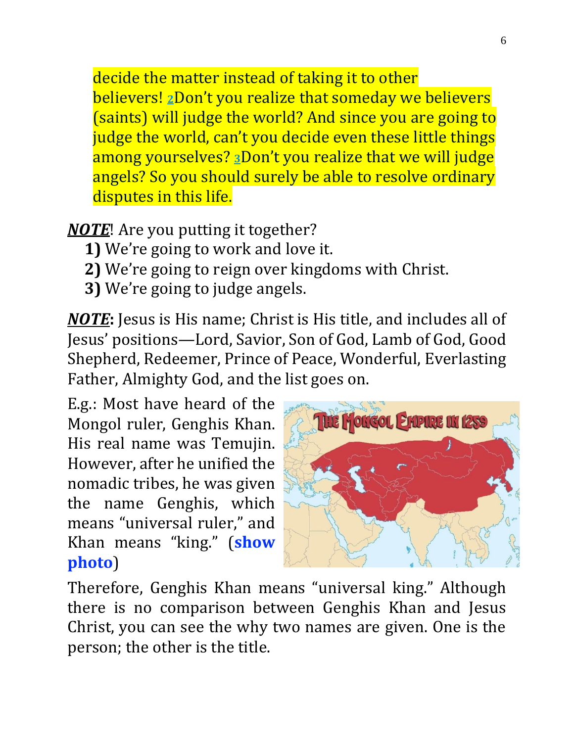decide the matter instead of taking it to other believers! [2]Don't you realize that someday we believers (saints) will judge the world? And since you are going to judge the world, can't you decide even these little things among yourselves? [3]Don't you realize that we will judge angels? So you should surely be able to resolve ordinary disputes in this life.

***NOTE***! Are you putting it together?

**1)** We're going to work and love it.
**2)** We're going to reign over kingdoms with Christ.
**3)** We're going to judge angels.

***NOTE*:** Jesus is His name; Christ is His title, and includes all of Jesus' positions—Lord, Savior, Son of God, Lamb of God, Good Shepherd, Redeemer, Prince of Peace, Wonderful, Everlasting Father, Almighty God, and the list goes on.

E.g.: Most have heard of the Mongol ruler, Genghis Khan. His real name was Temujin. However, after he unified the nomadic tribes, he was given the name Genghis, which means "universal ruler," and Khan means "king." (**show photo**)

Therefore, Genghis Khan means "universal king." Although there is no comparison between Genghis Khan and Jesus Christ, you can see the why two names are given. One is the person; the other is the title.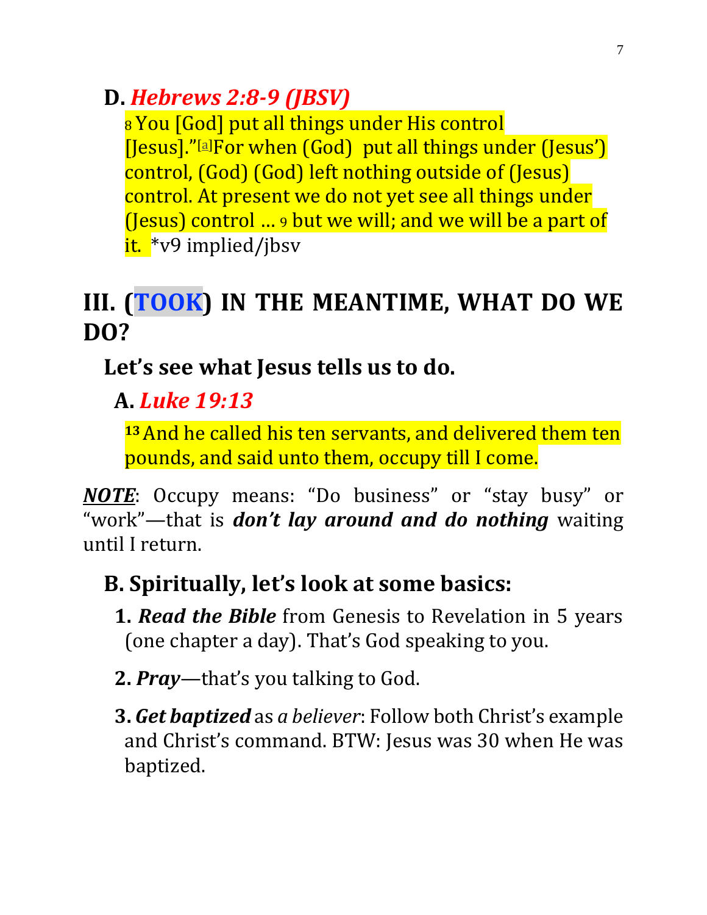### D. *Hebrews 2:8-9 (JBSV)*

8 You [God] put all things under His control [Jesus]."[a]For when (God)  put all things under (Jesus') control, (God) (God) left nothing outside of (Jesus) control. At present we do not yet see all things under (Jesus) control … 9 but we will; and we will be a part of it.  *v9 implied/jbsv

## III. (TOOK) IN THE MEANTIME, WHAT DO WE DO?

### Let's see what Jesus tells us to do.

#### A. *Luke 19:13*

13 And he called his ten servants, and delivered them ten pounds, and said unto them, occupy till I come.

***NOTE***: Occupy means: "Do business" or "stay busy" or "work"—that is ***don't lay around and do nothing*** waiting until I return.

### B. Spiritually, let's look at some basics:

1. ***Read the Bible*** from Genesis to Revelation in 5 years (one chapter a day). That's God speaking to you.

2. ***Pray***—that's you talking to God.

3. ***Get baptized*** as *a believer*: Follow both Christ's example and Christ's command. BTW: Jesus was 30 when He was baptized.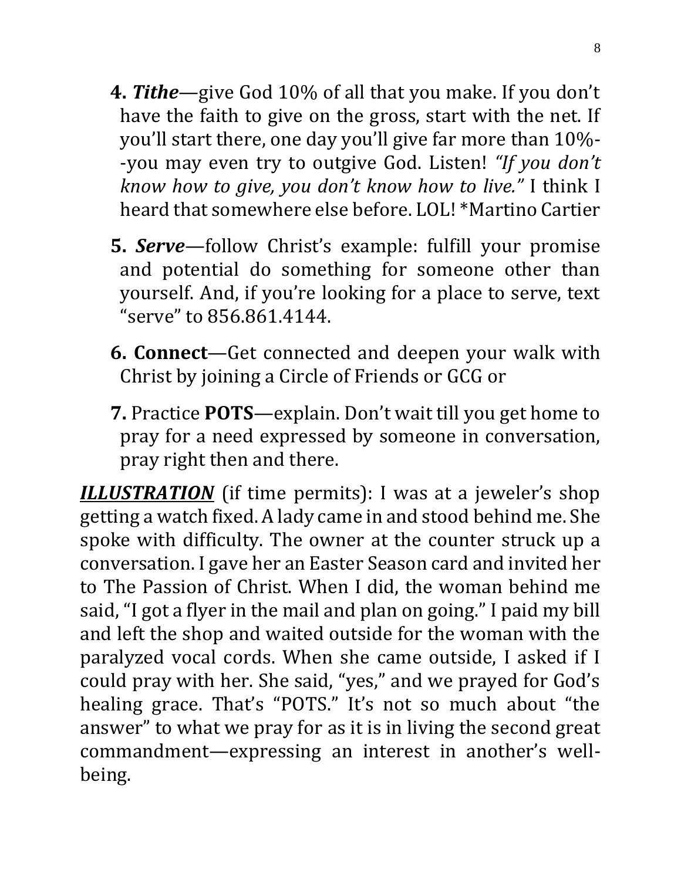**4.** ***Tithe***—give God 10% of all that you make. If you don't have the faith to give on the gross, start with the net. If you'll start there, one day you'll give far more than 10%--you may even try to outgive God. Listen! *"If you don't know how to give, you don't know how to live."* I think I heard that somewhere else before. LOL! *Martino Cartier

**5.** ***Serve***—follow Christ's example: fulfill your promise and potential do something for someone other than yourself. And, if you're looking for a place to serve, text "serve" to 856.861.4144.

**6. Connect**—Get connected and deepen your walk with Christ by joining a Circle of Friends or GCG or

**7.** Practice **POTS**—explain. Don't wait till you get home to pray for a need expressed by someone in conversation, pray right then and there.

***<u>ILLUSTRATION</u>*** (if time permits): I was at a jeweler's shop getting a watch fixed. A lady came in and stood behind me. She spoke with difficulty. The owner at the counter struck up a conversation. I gave her an Easter Season card and invited her to The Passion of Christ. When I did, the woman behind me said, "I got a flyer in the mail and plan on going." I paid my bill and left the shop and waited outside for the woman with the paralyzed vocal cords. When she came outside, I asked if I could pray with her. She said, "yes," and we prayed for God's healing grace. That's "POTS." It's not so much about "the answer" to what we pray for as it is in living the second great commandment—expressing an interest in another's well-being.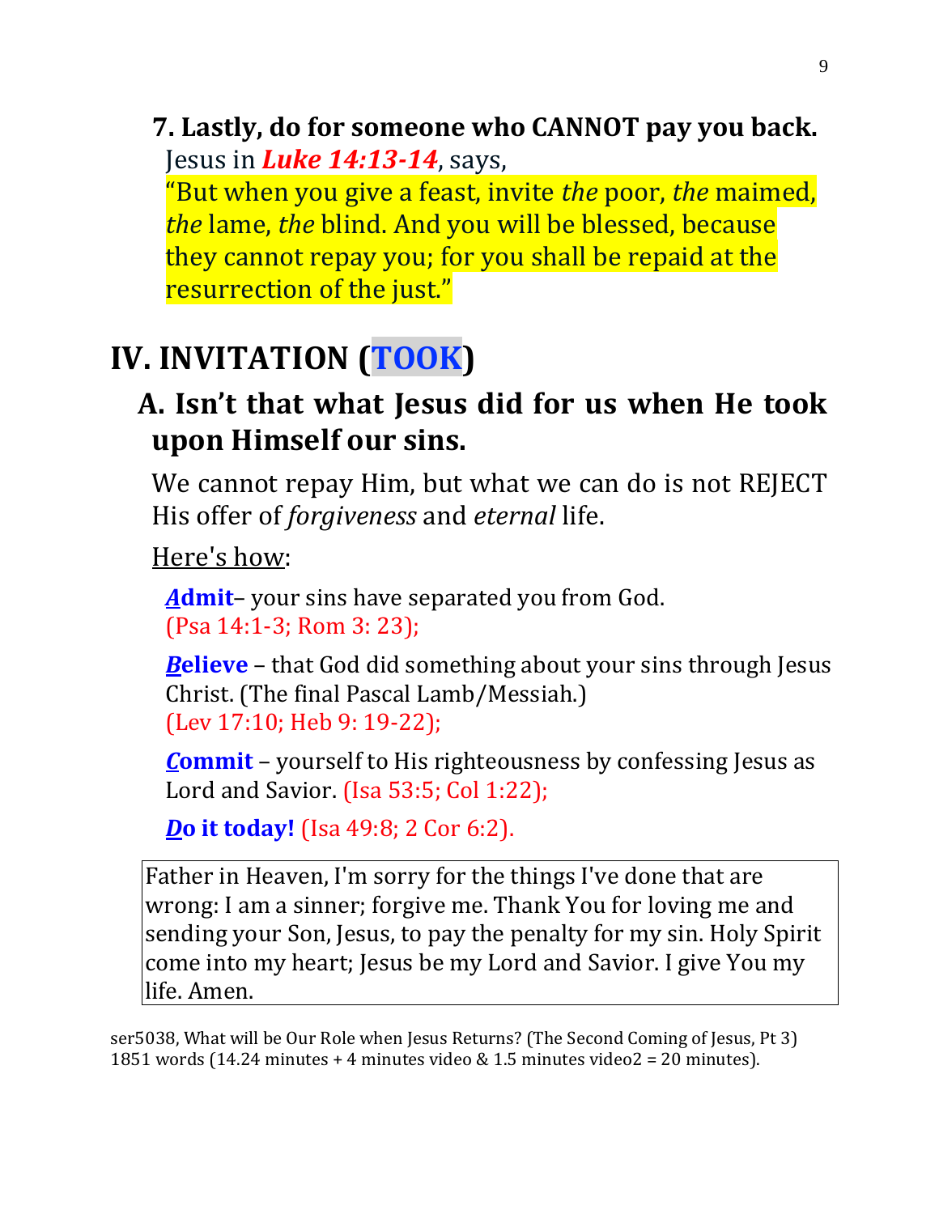**7. Lastly, do for someone who CANNOT pay you back.** Jesus in ***Luke 14:13-14***, says,

"But when you give a feast, invite *the* poor, *the* maimed, *the* lame, *the* blind. And you will be blessed, because they cannot repay you; for you shall be repaid at the resurrection of the just."

# IV. INVITATION (TOOK)

## A. Isn't that what Jesus did for us when He took upon Himself our sins.

We cannot repay Him, but what we can do is not REJECT His offer of *forgiveness* and *eternal* life.

Here's how:

***A*dmit**– your sins have separated you from God. (Psa 14:1-3; Rom 3: 23);

***B*elieve** – that God did something about your sins through Jesus Christ. (The final Pascal Lamb/Messiah.) (Lev 17:10; Heb 9: 19-22);

***C*ommit** – yourself to His righteousness by confessing Jesus as Lord and Savior. (Isa 53:5; Col 1:22);

***D*o it today!** (Isa 49:8; 2 Cor 6:2).

> Father in Heaven, I'm sorry for the things I've done that are wrong: I am a sinner; forgive me. Thank You for loving me and sending your Son, Jesus, to pay the penalty for my sin. Holy Spirit come into my heart; Jesus be my Lord and Savior. I give You my life. Amen.

ser5038, What will be Our Role when Jesus Returns? (The Second Coming of Jesus, Pt 3) 1851 words (14.24 minutes + 4 minutes video & 1.5 minutes video2 = 20 minutes).